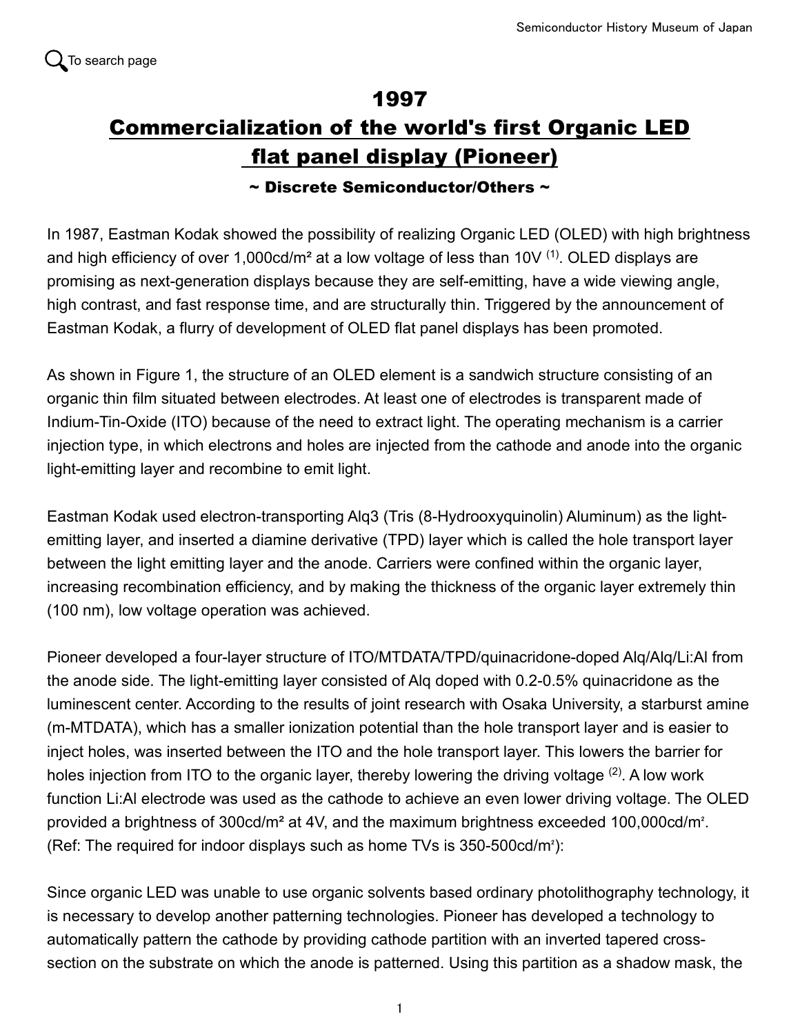To search page

# 1997

# Commercialization of the world's first Organic LED flat panel display (Pioneer)

**~ Discrete Semiconductor/Others ~**

In 1987, Eastman Kodak showed the possibility of realizing Organic LED (OLED) with high brightness and high efficiency of over 1,000cd/m² at a low voltage of less than 10V [1]. OLED displays are promising as next-generation displays because they are self-emitting, have a wide viewing angle, high contrast, and fast response time, and are structurally thin. Triggered by the announcement of Eastman Kodak, a flurry of development of OLED flat panel displays has been promoted.

As shown in Figure 1, the structure of an OLED element is a sandwich structure consisting of an organic thin film situated between electrodes. At least one of electrodes is transparent made of Indium-Tin-Oxide (ITO) because of the need to extract light. The operating mechanism is a carrier injection type, in which electrons and holes are injected from the cathode and anode into the organic light-emitting layer and recombine to emit light.

Eastman Kodak used electron-transporting Alq3 (Tris (8-Hydrooxyquinolin) Aluminum) as the light-emitting layer, and inserted a diamine derivative (TPD) layer which is called the hole transport layer between the light emitting layer and the anode. Carriers were confined within the organic layer, increasing recombination efficiency, and by making the thickness of the organic layer extremely thin (100 nm), low voltage operation was achieved.

Pioneer developed a four-layer structure of ITO/MTDATA/TPD/quinacridone-doped Alq/Alq/Li:Al from the anode side. The light-emitting layer consisted of Alq doped with 0.2-0.5% quinacridone as the luminescent center. According to the results of joint research with Osaka University, a starburst amine (m-MTDATA), which has a smaller ionization potential than the hole transport layer and is easier to inject holes, was inserted between the ITO and the hole transport layer. This lowers the barrier for holes injection from ITO to the organic layer, thereby lowering the driving voltage [2]. A low work function Li:Al electrode was used as the cathode to achieve an even lower driving voltage. The OLED provided a brightness of 300cd/m² at 4V, and the maximum brightness exceeded 100,000cd/m². (Ref: The required for indoor displays such as home TVs is 350-500cd/m²):

Since organic LED was unable to use organic solvents based ordinary photolithography technology, it is necessary to develop another patterning technologies. Pioneer has developed a technology to automatically pattern the cathode by providing cathode partition with an inverted tapered cross-section on the substrate on which the anode is patterned. Using this partition as a shadow mask, the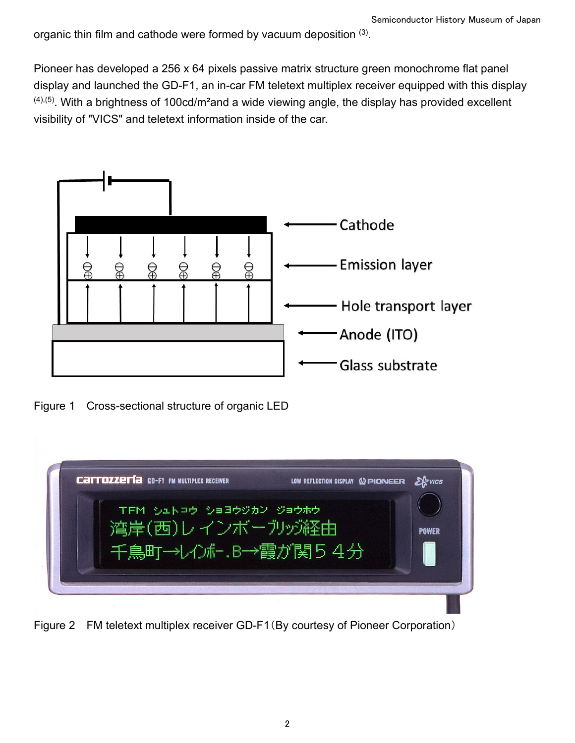organic thin film and cathode were formed by vacuum deposition (3).

Pioneer has developed a 256 x 64 pixels passive matrix structure green monochrome flat panel display and launched the GD-F1, an in-car FM teletext multiplex receiver equipped with this display (4),(5). With a brightness of $100 cd/m^2$ and a wide viewing angle, the display has provided excellent visibility of "VICS" and teletext information inside of the car.

Figure 1 Cross-sectional structure of organic LED

Figure 2 FM teletext multiplex receiver GD-F1 (By courtesy of Pioneer Corporation)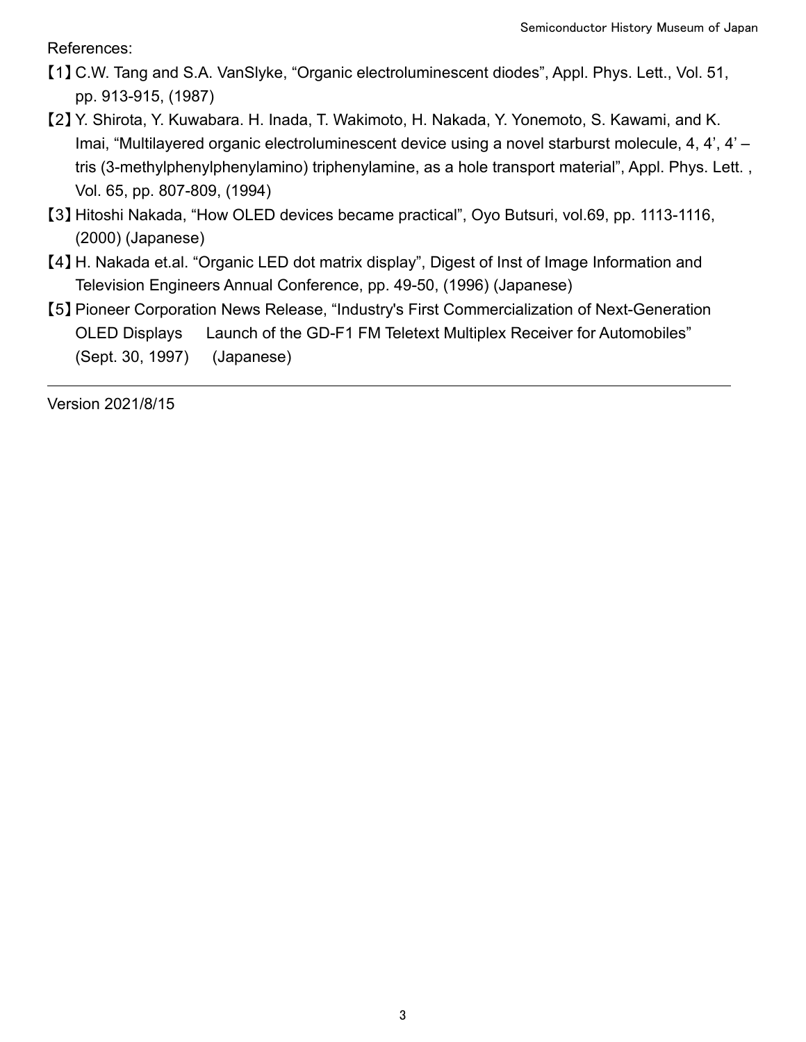References:

【1】C.W. Tang and S.A. VanSlyke, “Organic electroluminescent diodes”, Appl. Phys. Lett., Vol. 51, pp. 913-915, (1987)

【2】Y. Shirota, Y. Kuwabara. H. Inada, T. Wakimoto, H. Nakada, Y. Yonemoto, S. Kawami, and K. Imai, “Multilayered organic electroluminescent device using a novel starburst molecule, 4, 4’, 4’ – tris (3-methylphenylphenylamino) triphenylamine, as a hole transport material”, Appl. Phys. Lett. , Vol. 65, pp. 807-809, (1994)

【3】Hitoshi Nakada, “How OLED devices became practical”, Oyo Butsuri, vol.69, pp. 1113-1116, (2000) (Japanese)

【4】H. Nakada et.al. “Organic LED dot matrix display”, Digest of Inst of Image Information and Television Engineers Annual Conference, pp. 49-50, (1996) (Japanese)

【5】Pioneer Corporation News Release, “Industry's First Commercialization of Next-Generation OLED Displays　Launch of the GD-F1 FM Teletext Multiplex Receiver for Automobiles” (Sept. 30, 1997)　(Japanese)

---

Version 2021/8/15